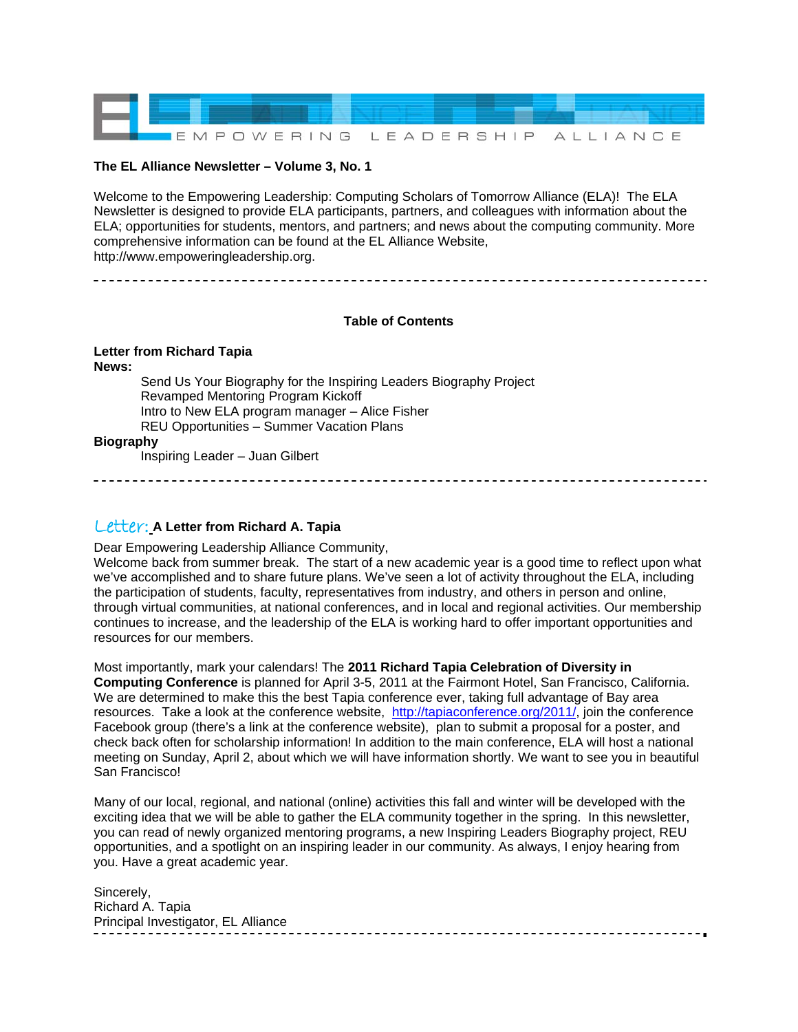EMPOWERING LEADERSHIP ALLIANCE

**The EL Alliance Newsletter – Volume 3, No. 1**

Welcome to the Empowering Leadership: Computing Scholars of Tomorrow Alliance (ELA)! The ELA Newsletter is designed to provide ELA participants, partners, and colleagues with information about the ELA; opportunities for students, mentors, and partners; and news about the computing community. More comprehensive information can be found at the EL Alliance Website, http://www.empoweringleadership.org.

---

## Table of Contents

**Letter from Richard Tapia**

**News:**

- Send Us Your Biography for the Inspiring Leaders Biography Project
- Revamped Mentoring Program Kickoff
- Intro to New ELA program manager – Alice Fisher
- REU Opportunities – Summer Vacation Plans

**Biography**

- Inspiring Leader – Juan Gilbert

---

## Letter: A Letter from Richard A. Tapia

Dear Empowering Leadership Alliance Community,

Welcome back from summer break. The start of a new academic year is a good time to reflect upon what we've accomplished and to share future plans. We've seen a lot of activity throughout the ELA, including the participation of students, faculty, representatives from industry, and others in person and online, through virtual communities, at national conferences, and in local and regional activities. Our membership continues to increase, and the leadership of the ELA is working hard to offer important opportunities and resources for our members.

Most importantly, mark your calendars! The **2011 Richard Tapia Celebration of Diversity in Computing Conference** is planned for April 3-5, 2011 at the Fairmont Hotel, San Francisco, California. We are determined to make this the best Tapia conference ever, taking full advantage of Bay area resources. Take a look at the conference website, http://tapiaconference.org/2011/, join the conference Facebook group (there's a link at the conference website), plan to submit a proposal for a poster, and check back often for scholarship information! In addition to the main conference, ELA will host a national meeting on Sunday, April 2, about which we will have information shortly. We want to see you in beautiful San Francisco!

Many of our local, regional, and national (online) activities this fall and winter will be developed with the exciting idea that we will be able to gather the ELA community together in the spring. In this newsletter, you can read of newly organized mentoring programs, a new Inspiring Leaders Biography project, REU opportunities, and a spotlight on an inspiring leader in our community. As always, I enjoy hearing from you. Have a great academic year.

Sincerely,
Richard A. Tapia
Principal Investigator, EL Alliance

---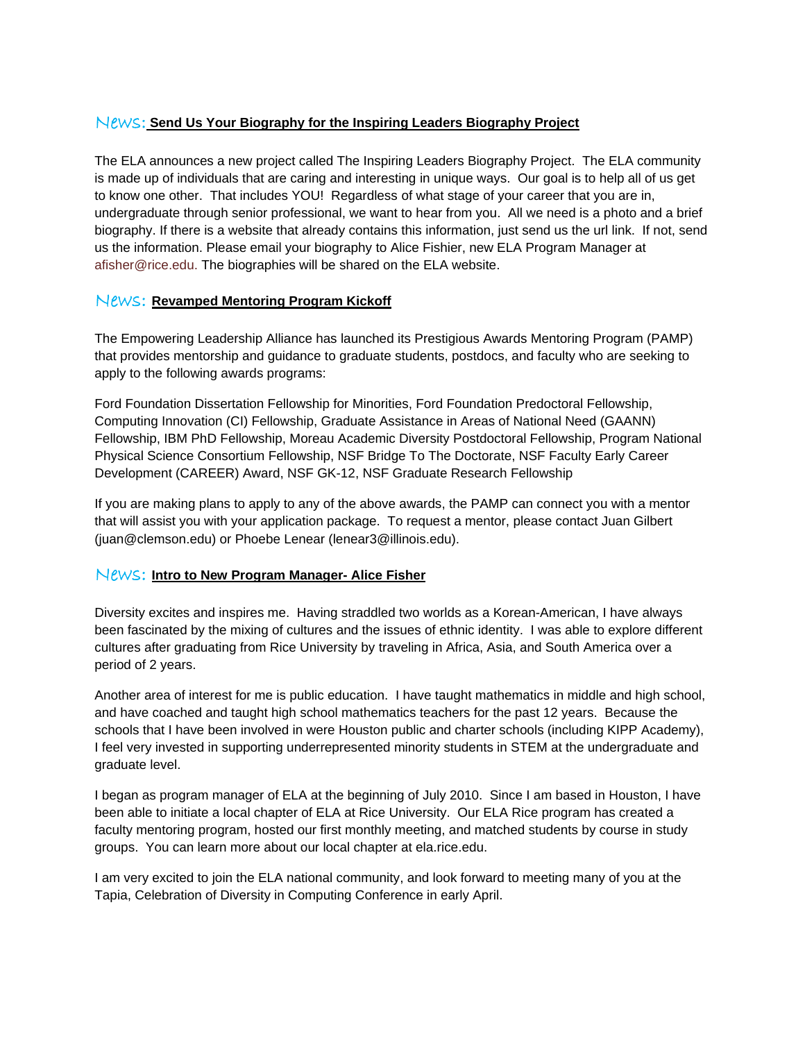## News: **Send Us Your Biography for the Inspiring Leaders Biography Project**

The ELA announces a new project called The Inspiring Leaders Biography Project. The ELA community is made up of individuals that are caring and interesting in unique ways. Our goal is to help all of us get to know one other. That includes YOU! Regardless of what stage of your career that you are in, undergraduate through senior professional, we want to hear from you. All we need is a photo and a brief biography. If there is a website that already contains this information, just send us the url link. If not, send us the information. Please email your biography to Alice Fishier, new ELA Program Manager at afisher@rice.edu. The biographies will be shared on the ELA website.

## News: **Revamped Mentoring Program Kickoff**

The Empowering Leadership Alliance has launched its Prestigious Awards Mentoring Program (PAMP) that provides mentorship and guidance to graduate students, postdocs, and faculty who are seeking to apply to the following awards programs:

Ford Foundation Dissertation Fellowship for Minorities, Ford Foundation Predoctoral Fellowship, Computing Innovation (CI) Fellowship, Graduate Assistance in Areas of National Need (GAANN) Fellowship, IBM PhD Fellowship, Moreau Academic Diversity Postdoctoral Fellowship, Program National Physical Science Consortium Fellowship, NSF Bridge To The Doctorate, NSF Faculty Early Career Development (CAREER) Award, NSF GK-12, NSF Graduate Research Fellowship

If you are making plans to apply to any of the above awards, the PAMP can connect you with a mentor that will assist you with your application package. To request a mentor, please contact Juan Gilbert (juan@clemson.edu) or Phoebe Lenear (lenear3@illinois.edu).

## News: **Intro to New Program Manager- Alice Fisher**

Diversity excites and inspires me. Having straddled two worlds as a Korean-American, I have always been fascinated by the mixing of cultures and the issues of ethnic identity. I was able to explore different cultures after graduating from Rice University by traveling in Africa, Asia, and South America over a period of 2 years.

Another area of interest for me is public education. I have taught mathematics in middle and high school, and have coached and taught high school mathematics teachers for the past 12 years. Because the schools that I have been involved in were Houston public and charter schools (including KIPP Academy), I feel very invested in supporting underrepresented minority students in STEM at the undergraduate and graduate level.

I began as program manager of ELA at the beginning of July 2010. Since I am based in Houston, I have been able to initiate a local chapter of ELA at Rice University. Our ELA Rice program has created a faculty mentoring program, hosted our first monthly meeting, and matched students by course in study groups. You can learn more about our local chapter at ela.rice.edu.

I am very excited to join the ELA national community, and look forward to meeting many of you at the Tapia, Celebration of Diversity in Computing Conference in early April.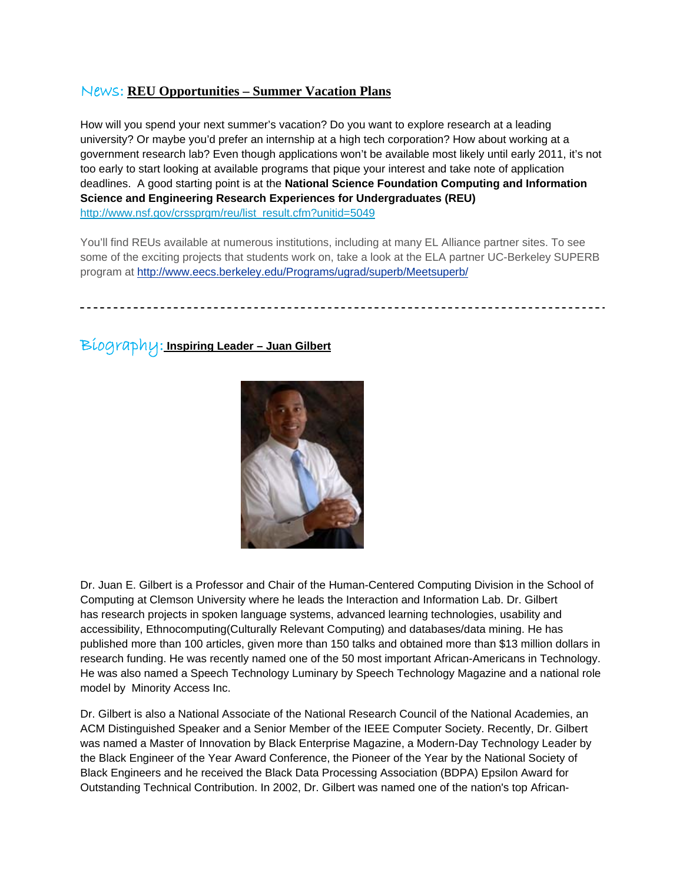## News: **REU Opportunities – Summer Vacation Plans**

How will you spend your next summer's vacation? Do you want to explore research at a leading university? Or maybe you'd prefer an internship at a high tech corporation? How about working at a government research lab? Even though applications won't be available most likely until early 2011, it's not too early to start looking at available programs that pique your interest and take note of application deadlines. A good starting point is at the **National Science Foundation Computing and Information Science and Engineering Research Experiences for Undergraduates (REU)** http://www.nsf.gov/crssprgm/reu/list_result.cfm?unitid=5049

You'll find REUs available at numerous institutions, including at many EL Alliance partner sites. To see some of the exciting projects that students work on, take a look at the ELA partner UC-Berkeley SUPERB program at http://www.eecs.berkeley.edu/Programs/ugrad/superb/Meetsuperb/

---

## Biography: **Inspiring Leader – Juan Gilbert**

Dr. Juan E. Gilbert is a Professor and Chair of the Human-Centered Computing Division in the School of Computing at Clemson University where he leads the Interaction and Information Lab. Dr. Gilbert has research projects in spoken language systems, advanced learning technologies, usability and accessibility, Ethnocomputing(Culturally Relevant Computing) and databases/data mining. He has published more than 100 articles, given more than 150 talks and obtained more than $13 million dollars in research funding. He was recently named one of the 50 most important African-Americans in Technology. He was also named a Speech Technology Luminary by Speech Technology Magazine and a national role model by Minority Access Inc.

Dr. Gilbert is also a National Associate of the National Research Council of the National Academies, an ACM Distinguished Speaker and a Senior Member of the IEEE Computer Society. Recently, Dr. Gilbert was named a Master of Innovation by Black Enterprise Magazine, a Modern-Day Technology Leader by the Black Engineer of the Year Award Conference, the Pioneer of the Year by the National Society of Black Engineers and he received the Black Data Processing Association (BDPA) Epsilon Award for Outstanding Technical Contribution. In 2002, Dr. Gilbert was named one of the nation's top African-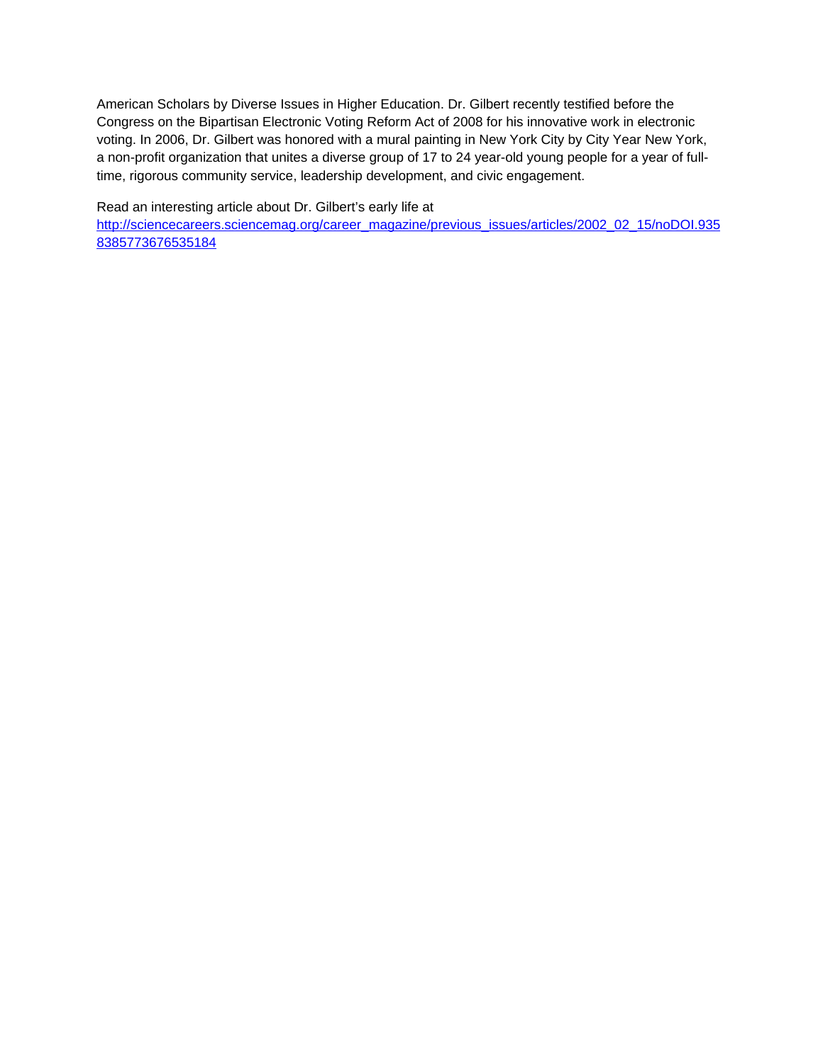American Scholars by Diverse Issues in Higher Education. Dr. Gilbert recently testified before the Congress on the Bipartisan Electronic Voting Reform Act of 2008 for his innovative work in electronic voting. In 2006, Dr. Gilbert was honored with a mural painting in New York City by City Year New York, a non-profit organization that unites a diverse group of 17 to 24 year-old young people for a year of full-time, rigorous community service, leadership development, and civic engagement.

Read an interesting article about Dr. Gilbert's early life at http://sciencecareers.sciencemag.org/career_magazine/previous_issues/articles/2002_02_15/noDOI.9358385773676535184